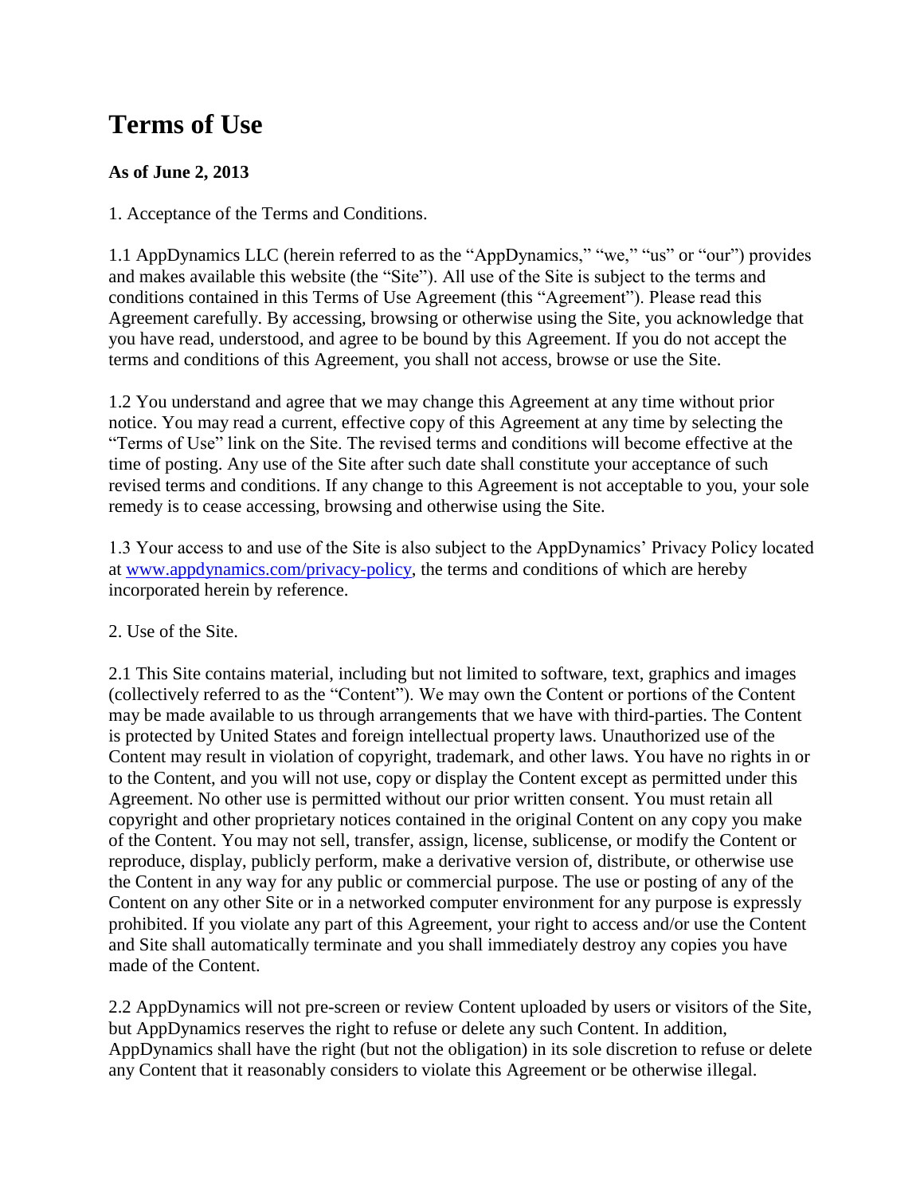# Terms of Use

**As of June 2, 2013**

1. Acceptance of the Terms and Conditions.

1.1 AppDynamics LLC (herein referred to as the "AppDynamics," "we," "us" or "our") provides and makes available this website (the "Site"). All use of the Site is subject to the terms and conditions contained in this Terms of Use Agreement (this "Agreement"). Please read this Agreement carefully. By accessing, browsing or otherwise using the Site, you acknowledge that you have read, understood, and agree to be bound by this Agreement. If you do not accept the terms and conditions of this Agreement, you shall not access, browse or use the Site.

1.2 You understand and agree that we may change this Agreement at any time without prior notice. You may read a current, effective copy of this Agreement at any time by selecting the "Terms of Use" link on the Site. The revised terms and conditions will become effective at the time of posting. Any use of the Site after such date shall constitute your acceptance of such revised terms and conditions. If any change to this Agreement is not acceptable to you, your sole remedy is to cease accessing, browsing and otherwise using the Site.

1.3 Your access to and use of the Site is also subject to the AppDynamics' Privacy Policy located at [www.appdynamics.com/privacy-policy](http://www.appdynamics.com/privacy-policy), the terms and conditions of which are hereby incorporated herein by reference.

2. Use of the Site.

2.1 This Site contains material, including but not limited to software, text, graphics and images (collectively referred to as the "Content"). We may own the Content or portions of the Content may be made available to us through arrangements that we have with third-parties. The Content is protected by United States and foreign intellectual property laws. Unauthorized use of the Content may result in violation of copyright, trademark, and other laws. You have no rights in or to the Content, and you will not use, copy or display the Content except as permitted under this Agreement. No other use is permitted without our prior written consent. You must retain all copyright and other proprietary notices contained in the original Content on any copy you make of the Content. You may not sell, transfer, assign, license, sublicense, or modify the Content or reproduce, display, publicly perform, make a derivative version of, distribute, or otherwise use the Content in any way for any public or commercial purpose. The use or posting of any of the Content on any other Site or in a networked computer environment for any purpose is expressly prohibited. If you violate any part of this Agreement, your right to access and/or use the Content and Site shall automatically terminate and you shall immediately destroy any copies you have made of the Content.

2.2 AppDynamics will not pre-screen or review Content uploaded by users or visitors of the Site, but AppDynamics reserves the right to refuse or delete any such Content. In addition, AppDynamics shall have the right (but not the obligation) in its sole discretion to refuse or delete any Content that it reasonably considers to violate this Agreement or be otherwise illegal.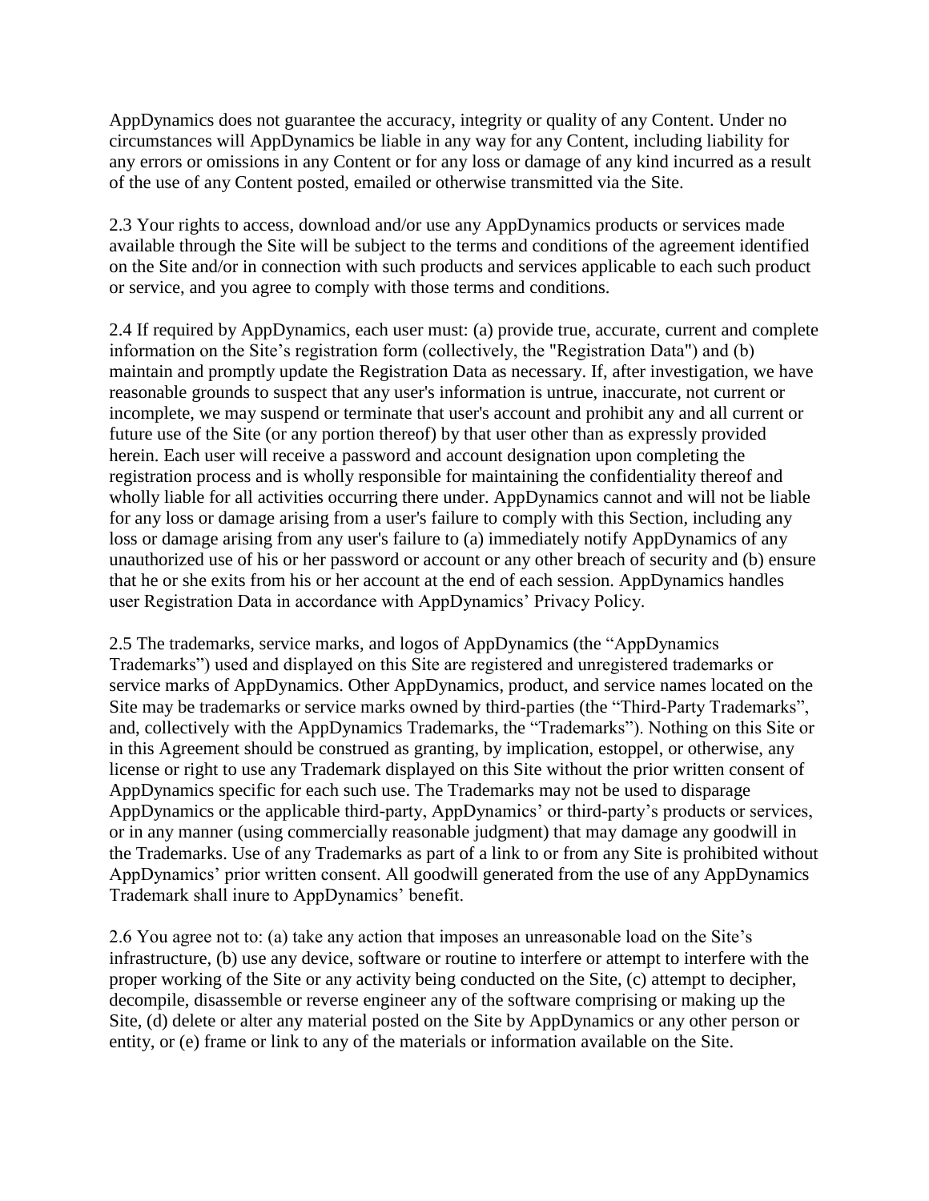AppDynamics does not guarantee the accuracy, integrity or quality of any Content. Under no circumstances will AppDynamics be liable in any way for any Content, including liability for any errors or omissions in any Content or for any loss or damage of any kind incurred as a result of the use of any Content posted, emailed or otherwise transmitted via the Site.

2.3 Your rights to access, download and/or use any AppDynamics products or services made available through the Site will be subject to the terms and conditions of the agreement identified on the Site and/or in connection with such products and services applicable to each such product or service, and you agree to comply with those terms and conditions.

2.4 If required by AppDynamics, each user must: (a) provide true, accurate, current and complete information on the Site's registration form (collectively, the "Registration Data") and (b) maintain and promptly update the Registration Data as necessary. If, after investigation, we have reasonable grounds to suspect that any user's information is untrue, inaccurate, not current or incomplete, we may suspend or terminate that user's account and prohibit any and all current or future use of the Site (or any portion thereof) by that user other than as expressly provided herein. Each user will receive a password and account designation upon completing the registration process and is wholly responsible for maintaining the confidentiality thereof and wholly liable for all activities occurring there under. AppDynamics cannot and will not be liable for any loss or damage arising from a user's failure to comply with this Section, including any loss or damage arising from any user's failure to (a) immediately notify AppDynamics of any unauthorized use of his or her password or account or any other breach of security and (b) ensure that he or she exits from his or her account at the end of each session. AppDynamics handles user Registration Data in accordance with AppDynamics' Privacy Policy.

2.5 The trademarks, service marks, and logos of AppDynamics (the "AppDynamics Trademarks") used and displayed on this Site are registered and unregistered trademarks or service marks of AppDynamics. Other AppDynamics, product, and service names located on the Site may be trademarks or service marks owned by third-parties (the "Third-Party Trademarks", and, collectively with the AppDynamics Trademarks, the "Trademarks"). Nothing on this Site or in this Agreement should be construed as granting, by implication, estoppel, or otherwise, any license or right to use any Trademark displayed on this Site without the prior written consent of AppDynamics specific for each such use. The Trademarks may not be used to disparage AppDynamics or the applicable third-party, AppDynamics' or third-party's products or services, or in any manner (using commercially reasonable judgment) that may damage any goodwill in the Trademarks. Use of any Trademarks as part of a link to or from any Site is prohibited without AppDynamics' prior written consent. All goodwill generated from the use of any AppDynamics Trademark shall inure to AppDynamics' benefit.

2.6 You agree not to: (a) take any action that imposes an unreasonable load on the Site's infrastructure, (b) use any device, software or routine to interfere or attempt to interfere with the proper working of the Site or any activity being conducted on the Site, (c) attempt to decipher, decompile, disassemble or reverse engineer any of the software comprising or making up the Site, (d) delete or alter any material posted on the Site by AppDynamics or any other person or entity, or (e) frame or link to any of the materials or information available on the Site.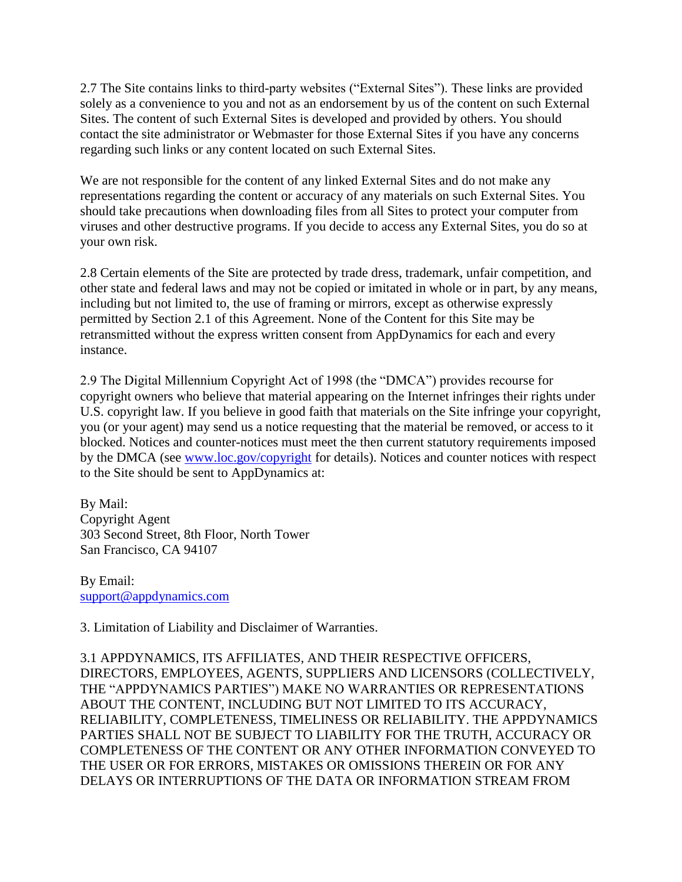2.7 The Site contains links to third-party websites ("External Sites"). These links are provided solely as a convenience to you and not as an endorsement by us of the content on such External Sites. The content of such External Sites is developed and provided by others. You should contact the site administrator or Webmaster for those External Sites if you have any concerns regarding such links or any content located on such External Sites.

We are not responsible for the content of any linked External Sites and do not make any representations regarding the content or accuracy of any materials on such External Sites. You should take precautions when downloading files from all Sites to protect your computer from viruses and other destructive programs. If you decide to access any External Sites, you do so at your own risk.

2.8 Certain elements of the Site are protected by trade dress, trademark, unfair competition, and other state and federal laws and may not be copied or imitated in whole or in part, by any means, including but not limited to, the use of framing or mirrors, except as otherwise expressly permitted by Section 2.1 of this Agreement. None of the Content for this Site may be retransmitted without the express written consent from AppDynamics for each and every instance.

2.9 The Digital Millennium Copyright Act of 1998 (the "DMCA") provides recourse for copyright owners who believe that material appearing on the Internet infringes their rights under U.S. copyright law. If you believe in good faith that materials on the Site infringe your copyright, you (or your agent) may send us a notice requesting that the material be removed, or access to it blocked. Notices and counter-notices must meet the then current statutory requirements imposed by the DMCA (see [www.loc.gov/copyright](http://www.loc.gov/copyright) for details). Notices and counter notices with respect to the Site should be sent to AppDynamics at:

By Mail:
Copyright Agent
303 Second Street, 8th Floor, North Tower
San Francisco, CA 94107

By Email:
[support@appdynamics.com](mailto:support@appdynamics.com)

3. Limitation of Liability and Disclaimer of Warranties.

3.1 APPDYNAMICS, ITS AFFILIATES, AND THEIR RESPECTIVE OFFICERS, DIRECTORS, EMPLOYEES, AGENTS, SUPPLIERS AND LICENSORS (COLLECTIVELY, THE "APPDYNAMICS PARTIES") MAKE NO WARRANTIES OR REPRESENTATIONS ABOUT THE CONTENT, INCLUDING BUT NOT LIMITED TO ITS ACCURACY, RELIABILITY, COMPLETENESS, TIMELINESS OR RELIABILITY. THE APPDYNAMICS PARTIES SHALL NOT BE SUBJECT TO LIABILITY FOR THE TRUTH, ACCURACY OR COMPLETENESS OF THE CONTENT OR ANY OTHER INFORMATION CONVEYED TO THE USER OR FOR ERRORS, MISTAKES OR OMISSIONS THEREIN OR FOR ANY DELAYS OR INTERRUPTIONS OF THE DATA OR INFORMATION STREAM FROM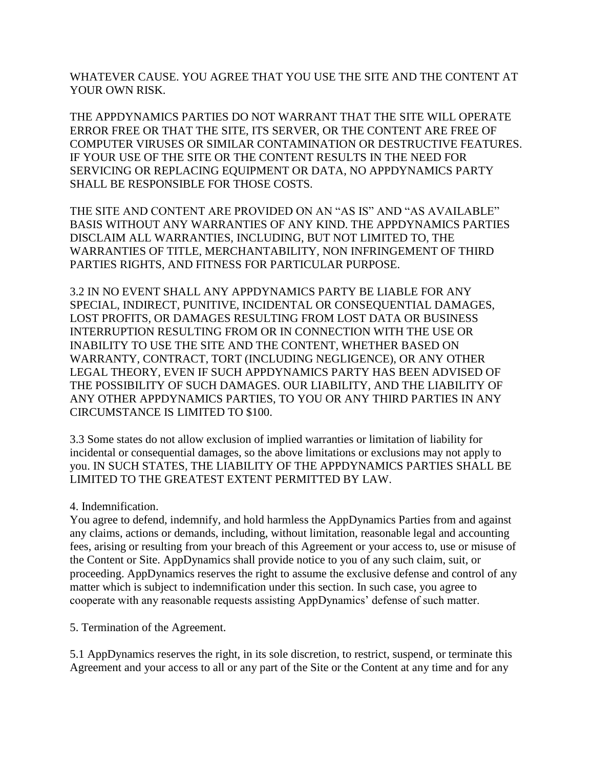WHATEVER CAUSE. YOU AGREE THAT YOU USE THE SITE AND THE CONTENT AT YOUR OWN RISK.

THE APPDYNAMICS PARTIES DO NOT WARRANT THAT THE SITE WILL OPERATE ERROR FREE OR THAT THE SITE, ITS SERVER, OR THE CONTENT ARE FREE OF COMPUTER VIRUSES OR SIMILAR CONTAMINATION OR DESTRUCTIVE FEATURES. IF YOUR USE OF THE SITE OR THE CONTENT RESULTS IN THE NEED FOR SERVICING OR REPLACING EQUIPMENT OR DATA, NO APPDYNAMICS PARTY SHALL BE RESPONSIBLE FOR THOSE COSTS.

THE SITE AND CONTENT ARE PROVIDED ON AN "AS IS" AND "AS AVAILABLE" BASIS WITHOUT ANY WARRANTIES OF ANY KIND. THE APPDYNAMICS PARTIES DISCLAIM ALL WARRANTIES, INCLUDING, BUT NOT LIMITED TO, THE WARRANTIES OF TITLE, MERCHANTABILITY, NON INFRINGEMENT OF THIRD PARTIES RIGHTS, AND FITNESS FOR PARTICULAR PURPOSE.

3.2 IN NO EVENT SHALL ANY APPDYNAMICS PARTY BE LIABLE FOR ANY SPECIAL, INDIRECT, PUNITIVE, INCIDENTAL OR CONSEQUENTIAL DAMAGES, LOST PROFITS, OR DAMAGES RESULTING FROM LOST DATA OR BUSINESS INTERRUPTION RESULTING FROM OR IN CONNECTION WITH THE USE OR INABILITY TO USE THE SITE AND THE CONTENT, WHETHER BASED ON WARRANTY, CONTRACT, TORT (INCLUDING NEGLIGENCE), OR ANY OTHER LEGAL THEORY, EVEN IF SUCH APPDYNAMICS PARTY HAS BEEN ADVISED OF THE POSSIBILITY OF SUCH DAMAGES. OUR LIABILITY, AND THE LIABILITY OF ANY OTHER APPDYNAMICS PARTIES, TO YOU OR ANY THIRD PARTIES IN ANY CIRCUMSTANCE IS LIMITED TO $100.

3.3 Some states do not allow exclusion of implied warranties or limitation of liability for incidental or consequential damages, so the above limitations or exclusions may not apply to you. IN SUCH STATES, THE LIABILITY OF THE APPDYNAMICS PARTIES SHALL BE LIMITED TO THE GREATEST EXTENT PERMITTED BY LAW.

4. Indemnification.

You agree to defend, indemnify, and hold harmless the AppDynamics Parties from and against any claims, actions or demands, including, without limitation, reasonable legal and accounting fees, arising or resulting from your breach of this Agreement or your access to, use or misuse of the Content or Site. AppDynamics shall provide notice to you of any such claim, suit, or proceeding. AppDynamics reserves the right to assume the exclusive defense and control of any matter which is subject to indemnification under this section. In such case, you agree to cooperate with any reasonable requests assisting AppDynamics' defense of such matter.

5. Termination of the Agreement.

5.1 AppDynamics reserves the right, in its sole discretion, to restrict, suspend, or terminate this Agreement and your access to all or any part of the Site or the Content at any time and for any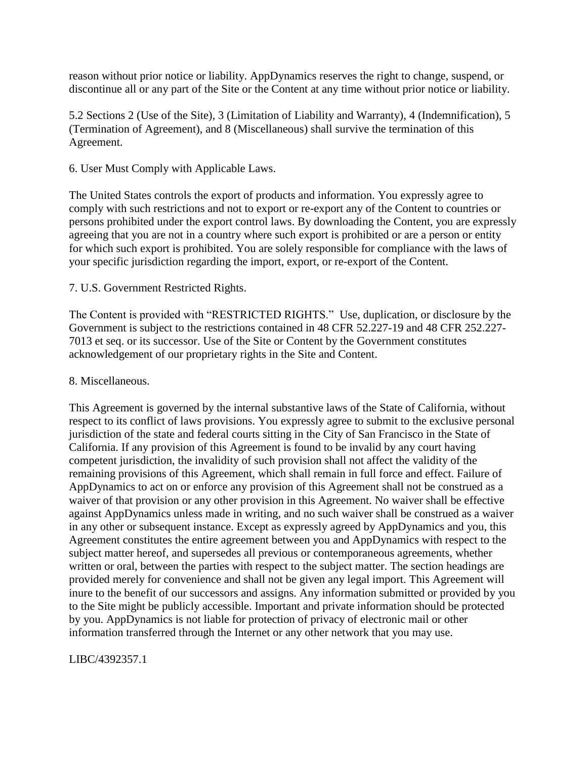reason without prior notice or liability. AppDynamics reserves the right to change, suspend, or discontinue all or any part of the Site or the Content at any time without prior notice or liability.

5.2 Sections 2 (Use of the Site), 3 (Limitation of Liability and Warranty), 4 (Indemnification), 5 (Termination of Agreement), and 8 (Miscellaneous) shall survive the termination of this Agreement.

6. User Must Comply with Applicable Laws.

The United States controls the export of products and information. You expressly agree to comply with such restrictions and not to export or re-export any of the Content to countries or persons prohibited under the export control laws. By downloading the Content, you are expressly agreeing that you are not in a country where such export is prohibited or are a person or entity for which such export is prohibited. You are solely responsible for compliance with the laws of your specific jurisdiction regarding the import, export, or re-export of the Content.

7. U.S. Government Restricted Rights.

The Content is provided with "RESTRICTED RIGHTS." Use, duplication, or disclosure by the Government is subject to the restrictions contained in 48 CFR 52.227-19 and 48 CFR 252.227-7013 et seq. or its successor. Use of the Site or Content by the Government constitutes acknowledgement of our proprietary rights in the Site and Content.

8. Miscellaneous.

This Agreement is governed by the internal substantive laws of the State of California, without respect to its conflict of laws provisions. You expressly agree to submit to the exclusive personal jurisdiction of the state and federal courts sitting in the City of San Francisco in the State of California. If any provision of this Agreement is found to be invalid by any court having competent jurisdiction, the invalidity of such provision shall not affect the validity of the remaining provisions of this Agreement, which shall remain in full force and effect. Failure of AppDynamics to act on or enforce any provision of this Agreement shall not be construed as a waiver of that provision or any other provision in this Agreement. No waiver shall be effective against AppDynamics unless made in writing, and no such waiver shall be construed as a waiver in any other or subsequent instance. Except as expressly agreed by AppDynamics and you, this Agreement constitutes the entire agreement between you and AppDynamics with respect to the subject matter hereof, and supersedes all previous or contemporaneous agreements, whether written or oral, between the parties with respect to the subject matter. The section headings are provided merely for convenience and shall not be given any legal import. This Agreement will inure to the benefit of our successors and assigns. Any information submitted or provided by you to the Site might be publicly accessible. Important and private information should be protected by you. AppDynamics is not liable for protection of privacy of electronic mail or other information transferred through the Internet or any other network that you may use.

LIBC/4392357.1